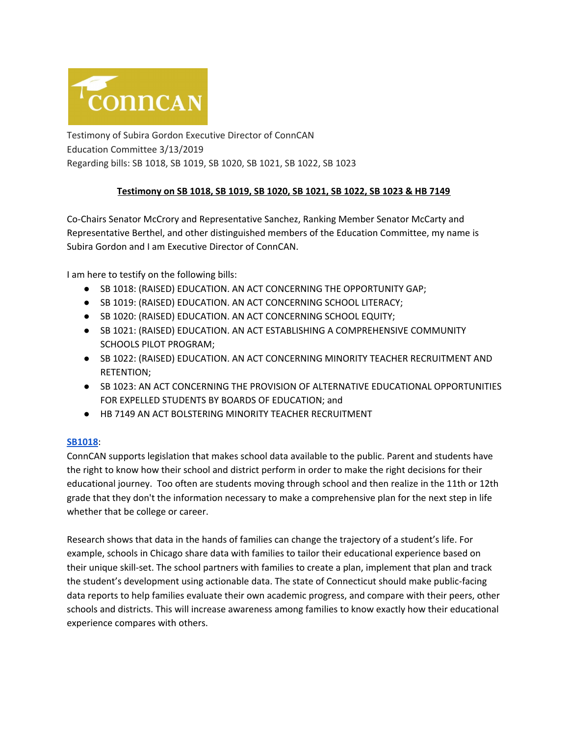Testimony of Subira Gordon Executive Director of ConnCAN
Education Committee 3/13/2019
Regarding bills: SB 1018, SB 1019, SB 1020, SB 1021, SB 1022, SB 1023

**Testimony on SB 1018, SB 1019, SB 1020, SB 1021, SB 1022, SB 1023 & HB 7149**

Co-Chairs Senator McCrory and Representative Sanchez, Ranking Member Senator McCarty and Representative Berthel, and other distinguished members of the Education Committee, my name is Subira Gordon and I am Executive Director of ConnCAN.

I am here to testify on the following bills:

- SB 1018: (RAISED) EDUCATION. AN ACT CONCERNING THE OPPORTUNITY GAP;
- SB 1019: (RAISED) EDUCATION. AN ACT CONCERNING SCHOOL LITERACY;
- SB 1020: (RAISED) EDUCATION. AN ACT CONCERNING SCHOOL EQUITY;
- SB 1021: (RAISED) EDUCATION. AN ACT ESTABLISHING A COMPREHENSIVE COMMUNITY SCHOOLS PILOT PROGRAM;
- SB 1022: (RAISED) EDUCATION. AN ACT CONCERNING MINORITY TEACHER RECRUITMENT AND RETENTION;
- SB 1023: AN ACT CONCERNING THE PROVISION OF ALTERNATIVE EDUCATIONAL OPPORTUNITIES FOR EXPELLED STUDENTS BY BOARDS OF EDUCATION; and
- HB 7149 AN ACT BOLSTERING MINORITY TEACHER RECRUITMENT

**SB1018**:

ConnCAN supports legislation that makes school data available to the public. Parent and students have the right to know how their school and district perform in order to make the right decisions for their educational journey. Too often are students moving through school and then realize in the 11th or 12th grade that they don't the information necessary to make a comprehensive plan for the next step in life whether that be college or career.

Research shows that data in the hands of families can change the trajectory of a student's life. For example, schools in Chicago share data with families to tailor their educational experience based on their unique skill-set. The school partners with families to create a plan, implement that plan and track the student's development using actionable data. The state of Connecticut should make public-facing data reports to help families evaluate their own academic progress, and compare with their peers, other schools and districts. This will increase awareness among families to know exactly how their educational experience compares with others.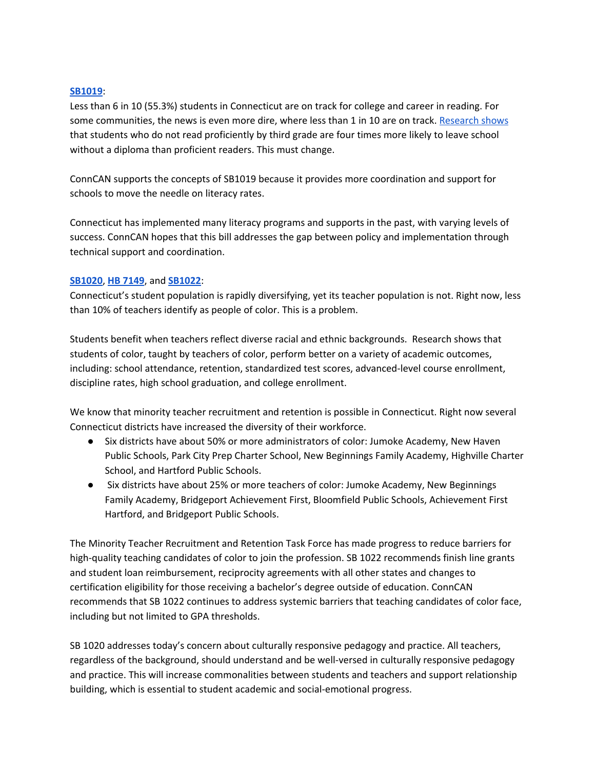**SB1019**:

Less than 6 in 10 (55.3%) students in Connecticut are on track for college and career in reading. For some communities, the news is even more dire, where less than 1 in 10 are on track. Research shows that students who do not read proficiently by third grade are four times more likely to leave school without a diploma than proficient readers. This must change.

ConnCAN supports the concepts of SB1019 because it provides more coordination and support for schools to move the needle on literacy rates.

Connecticut has implemented many literacy programs and supports in the past, with varying levels of success. ConnCAN hopes that this bill addresses the gap between policy and implementation through technical support and coordination.

**SB1020**, **HB 7149**, and **SB1022**:

Connecticut's student population is rapidly diversifying, yet its teacher population is not. Right now, less than 10% of teachers identify as people of color. This is a problem.

Students benefit when teachers reflect diverse racial and ethnic backgrounds. Research shows that students of color, taught by teachers of color, perform better on a variety of academic outcomes, including: school attendance, retention, standardized test scores, advanced-level course enrollment, discipline rates, high school graduation, and college enrollment.

We know that minority teacher recruitment and retention is possible in Connecticut. Right now several Connecticut districts have increased the diversity of their workforce.

- Six districts have about 50% or more administrators of color: Jumoke Academy, New Haven Public Schools, Park City Prep Charter School, New Beginnings Family Academy, Highville Charter School, and Hartford Public Schools.
- Six districts have about 25% or more teachers of color: Jumoke Academy, New Beginnings Family Academy, Bridgeport Achievement First, Bloomfield Public Schools, Achievement First Hartford, and Bridgeport Public Schools.

The Minority Teacher Recruitment and Retention Task Force has made progress to reduce barriers for high-quality teaching candidates of color to join the profession. SB 1022 recommends finish line grants and student loan reimbursement, reciprocity agreements with all other states and changes to certification eligibility for those receiving a bachelor's degree outside of education. ConnCAN recommends that SB 1022 continues to address systemic barriers that teaching candidates of color face, including but not limited to GPA thresholds.

SB 1020 addresses today's concern about culturally responsive pedagogy and practice. All teachers, regardless of the background, should understand and be well-versed in culturally responsive pedagogy and practice. This will increase commonalities between students and teachers and support relationship building, which is essential to student academic and social-emotional progress.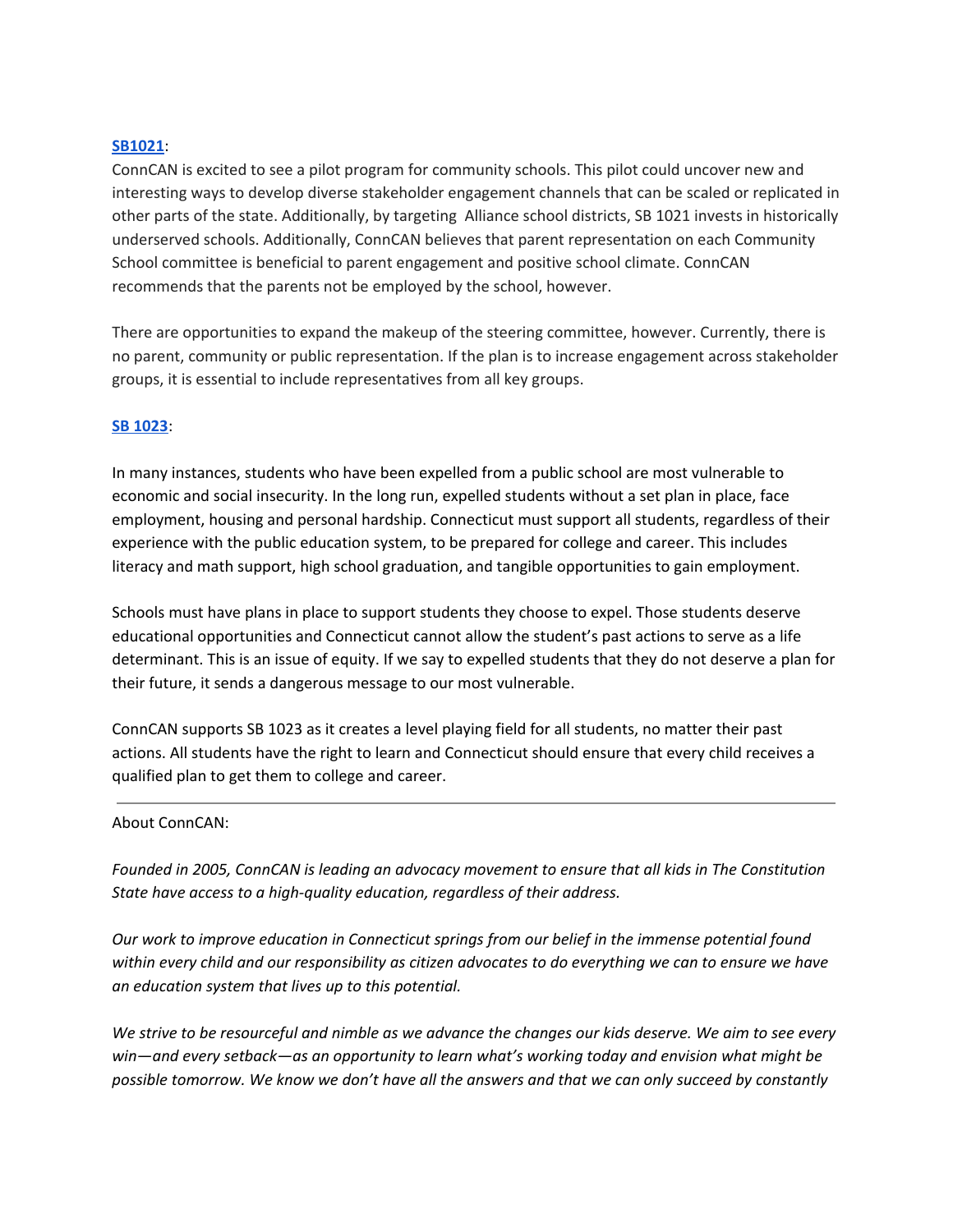**SB1021**:

ConnCAN is excited to see a pilot program for community schools. This pilot could uncover new and interesting ways to develop diverse stakeholder engagement channels that can be scaled or replicated in other parts of the state. Additionally, by targeting Alliance school districts, SB 1021 invests in historically underserved schools. Additionally, ConnCAN believes that parent representation on each Community School committee is beneficial to parent engagement and positive school climate. ConnCAN recommends that the parents not be employed by the school, however.

There are opportunities to expand the makeup of the steering committee, however. Currently, there is no parent, community or public representation. If the plan is to increase engagement across stakeholder groups, it is essential to include representatives from all key groups.

**SB 1023**:

In many instances, students who have been expelled from a public school are most vulnerable to economic and social insecurity. In the long run, expelled students without a set plan in place, face employment, housing and personal hardship. Connecticut must support all students, regardless of their experience with the public education system, to be prepared for college and career. This includes literacy and math support, high school graduation, and tangible opportunities to gain employment.

Schools must have plans in place to support students they choose to expel. Those students deserve educational opportunities and Connecticut cannot allow the student's past actions to serve as a life determinant. This is an issue of equity. If we say to expelled students that they do not deserve a plan for their future, it sends a dangerous message to our most vulnerable.

ConnCAN supports SB 1023 as it creates a level playing field for all students, no matter their past actions. All students have the right to learn and Connecticut should ensure that every child receives a qualified plan to get them to college and career.

---

About ConnCAN:

*Founded in 2005, ConnCAN is leading an advocacy movement to ensure that all kids in The Constitution State have access to a high-quality education, regardless of their address.*

*Our work to improve education in Connecticut springs from our belief in the immense potential found within every child and our responsibility as citizen advocates to do everything we can to ensure we have an education system that lives up to this potential.*

*We strive to be resourceful and nimble as we advance the changes our kids deserve. We aim to see every win—and every setback—as an opportunity to learn what's working today and envision what might be possible tomorrow. We know we don't have all the answers and that we can only succeed by constantly*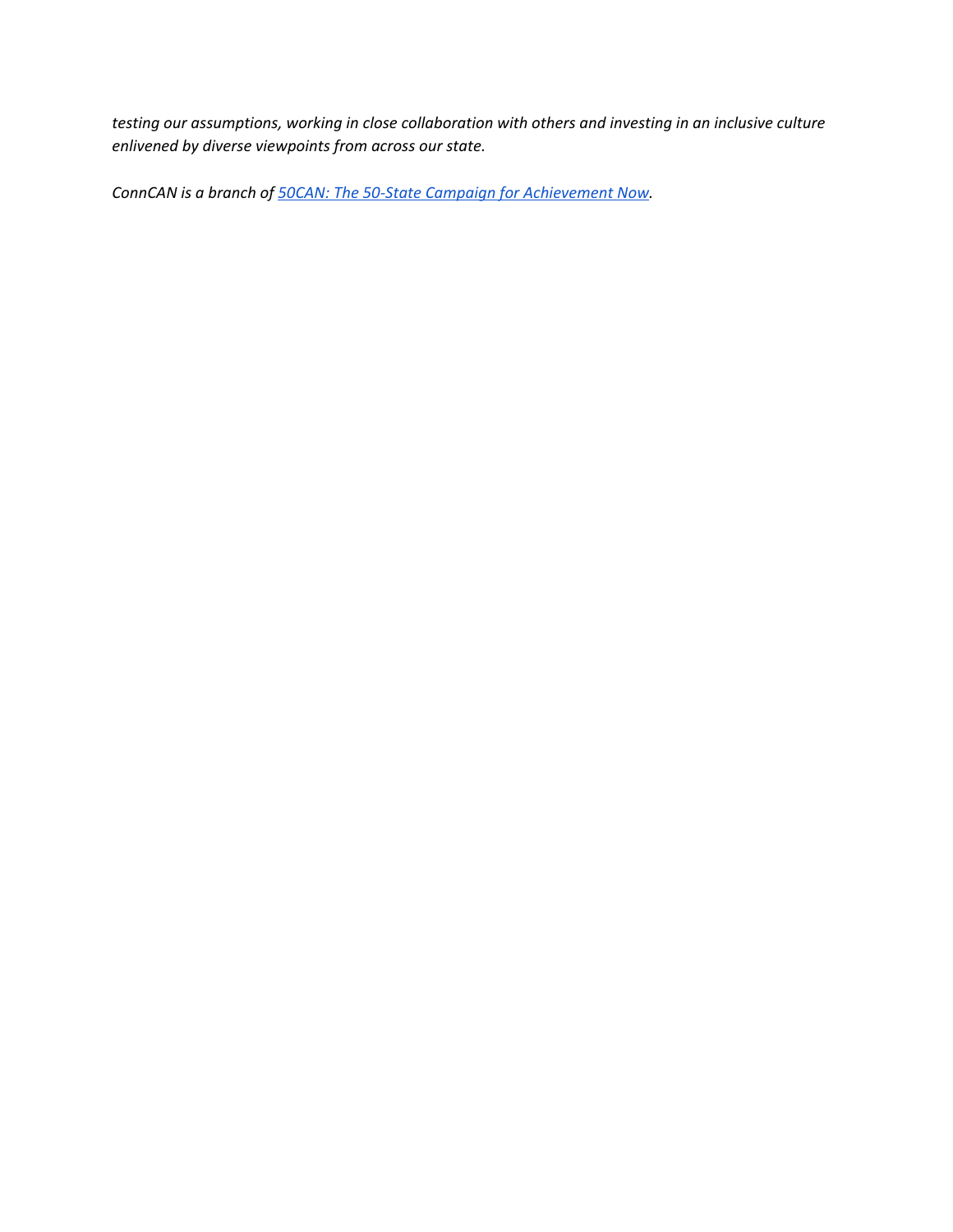*testing our assumptions, working in close collaboration with others and investing in an inclusive culture enlivened by diverse viewpoints from across our state.*

*ConnCAN is a branch of [50CAN: The 50-State Campaign for Achievement Now](https://50can.org).*